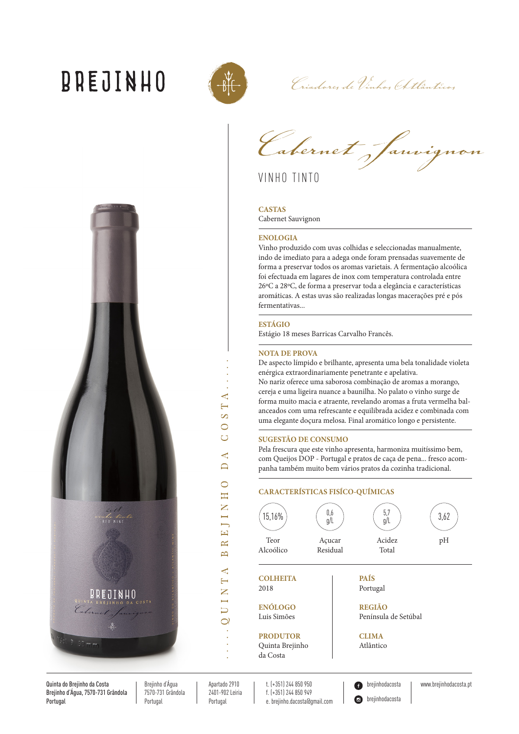# BREJINHO

*Criadores de Vinhos Atlânticos*

## *Cabernet Sauvignon*

VINHO TINTO

QUINTA BREJINHO DA COSTA

**CASTAS**
Cabernet Sauvignon

**ENOLOGIA**
Vinho produzido com uvas colhidas e seleccionadas manualmente, indo de imediato para a adega onde foram prensadas suavemente de forma a preservar todos os aromas varietais. A fermentação alcoólica foi efectuada em lagares de inox com temperatura controlada entre 26ºC a 28ºC, de forma a preservar toda a elegância e características aromáticas. A estas uvas são realizadas longas macerações pré e pós fermentativas...

**ESTÁGIO**
Estágio 18 meses Barricas Carvalho Francês.

**NOTA DE PROVA**
De aspecto límpido e brilhante, apresenta uma bela tonalidade violeta enérgica extraordinariamente penetrante e apelativa.
No nariz oferece uma saborosa combinação de aromas a morango, cereja e uma ligeira nuance a baunilha. No palato o vinho surge de forma muito macia e atraente, revelando aromas a fruta vermelha balanceados com uma refrescante e equilibrada acidez e combinada com uma elegante doçura melosa. Final aromático longo e persistente.

**SUGESTÃO DE CONSUMO**
Pela frescura que este vinho apresenta, harmoniza muitíssimo bem, com Queijos DOP - Portugal e pratos de caça de pena... fresco acompanha também muito bem vários pratos da cozinha tradicional.

**CARACTERÍSTICAS FISÍCO-QUÍMICAS**

| Teor Alcoólico | Açucar Residual | Acidez Total | pH |
|---|---|---|---|
| 15,16% | 0,6 g/L | 5,7 g/L | 3,62 |

**COLHEITA**
2018

**ENÓLOGO**
Luis Simões

**PRODUTOR**
Quinta Brejinho da Costa

**PAÍS**
Portugal

**REGIÃO**
Península de Setúbal

**CLIMA**
Atlântico

---

Quinta do Brejinho da Costa
Brejinho d'Água, 7570-731 Grândola
Portugal

Brejinho d'Água
7570-731 Grândola
Portugal

Apartado 2910
2401-902 Leiria
Portugal

t. (+351) 244 850 950
f. (+351) 244 850 949
e. brejinho.dacosta@gmail.com

brejinhodacosta
brejinhodacosta

www.brejinhodacosta.pt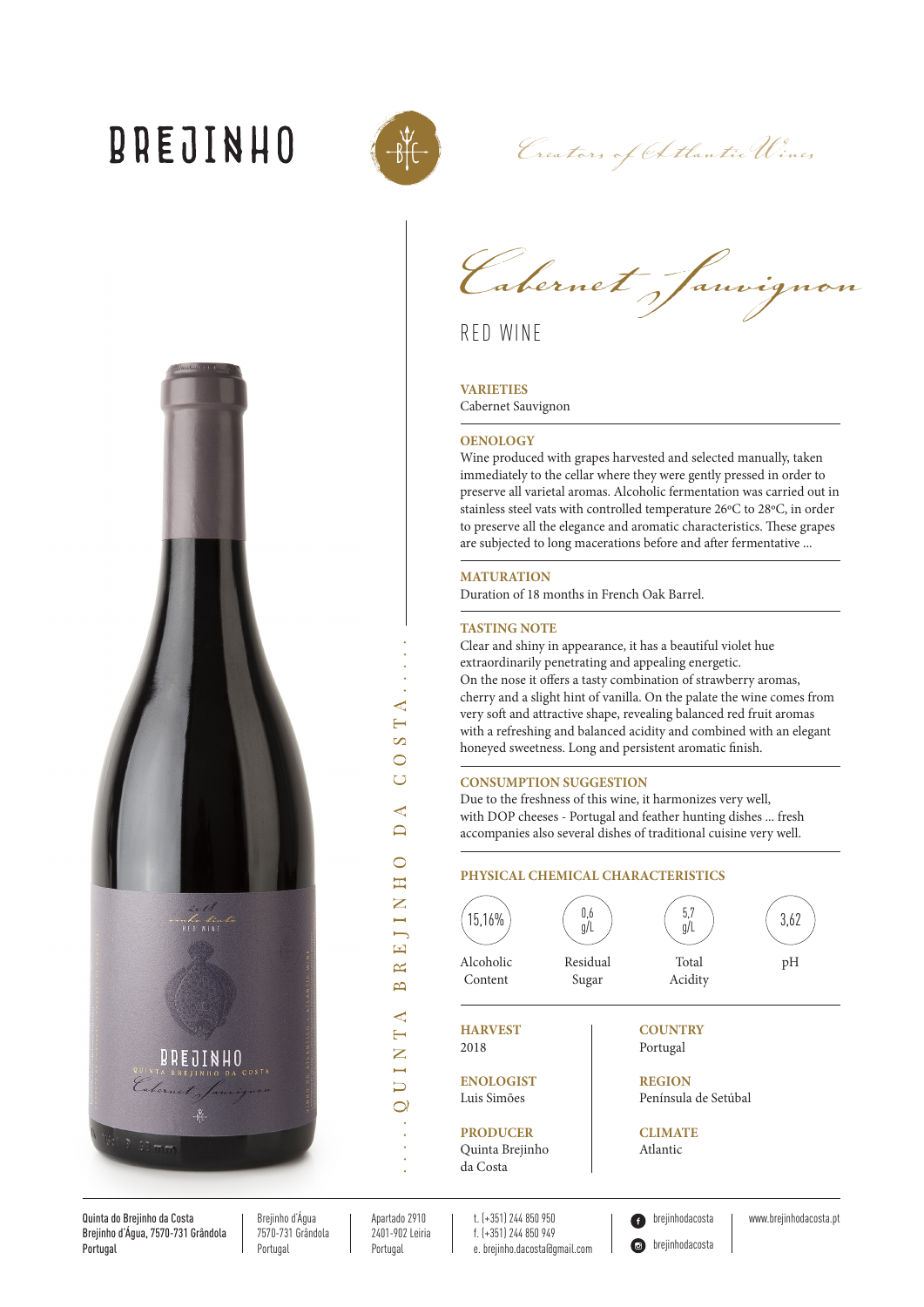# BREJINHO

*Creators of Atlantic Wines*

# *Cabernet Sauvignon*

RED WINE

QUINTA BREJINHO DA COSTA

**VARIETIES**
Cabernet Sauvignon

**OENOLOGY**
Wine produced with grapes harvested and selected manually, taken immediately to the cellar where they were gently pressed in order to preserve all varietal aromas. Alcoholic fermentation was carried out in stainless steel vats with controlled temperature 26ºC to 28ºC, in order to preserve all the elegance and aromatic characteristics. These grapes are subjected to long macerations before and after fermentative ...

**MATURATION**
Duration of 18 months in French Oak Barrel.

**TASTING NOTE**
Clear and shiny in appearance, it has a beautiful violet hue extraordinarily penetrating and appealing energetic.
On the nose it offers a tasty combination of strawberry aromas, cherry and a slight hint of vanilla. On the palate the wine comes from very soft and attractive shape, revealing balanced red fruit aromas with a refreshing and balanced acidity and combined with an elegant honeyed sweetness. Long and persistent aromatic finish.

**CONSUMPTION SUGGESTION**
Due to the freshness of this wine, it harmonizes very well, with DOP cheeses - Portugal and feather hunting dishes ... fresh accompanies also several dishes of traditional cuisine very well.

**PHYSICAL CHEMICAL CHARACTERISTICS**

| Alcoholic Content | Residual Sugar | Total Acidity | pH |
|---|---|---|---|
| 15,16% | 0,6 g/L | 5,7 g/L | 3,62 |

**HARVEST**
2018

**ENOLOGIST**
Luis Simões

**PRODUCER**
Quinta Brejinho da Costa

**COUNTRY**
Portugal

**REGION**
Península de Setúbal

**CLIMATE**
Atlantic

---

Quinta do Brejinho da Costa
Brejinho d'Água, 7570-731 Grândola
Portugal

Brejinho d'Água
7570-731 Grândola
Portugal

Apartado 2910
2401-902 Leiria
Portugal

t. (+351) 244 850 950
f. (+351) 244 850 949
e. brejinho.dacosta@gmail.com

brejinhodacosta
brejinhodacosta

www.brejinhodacosta.pt